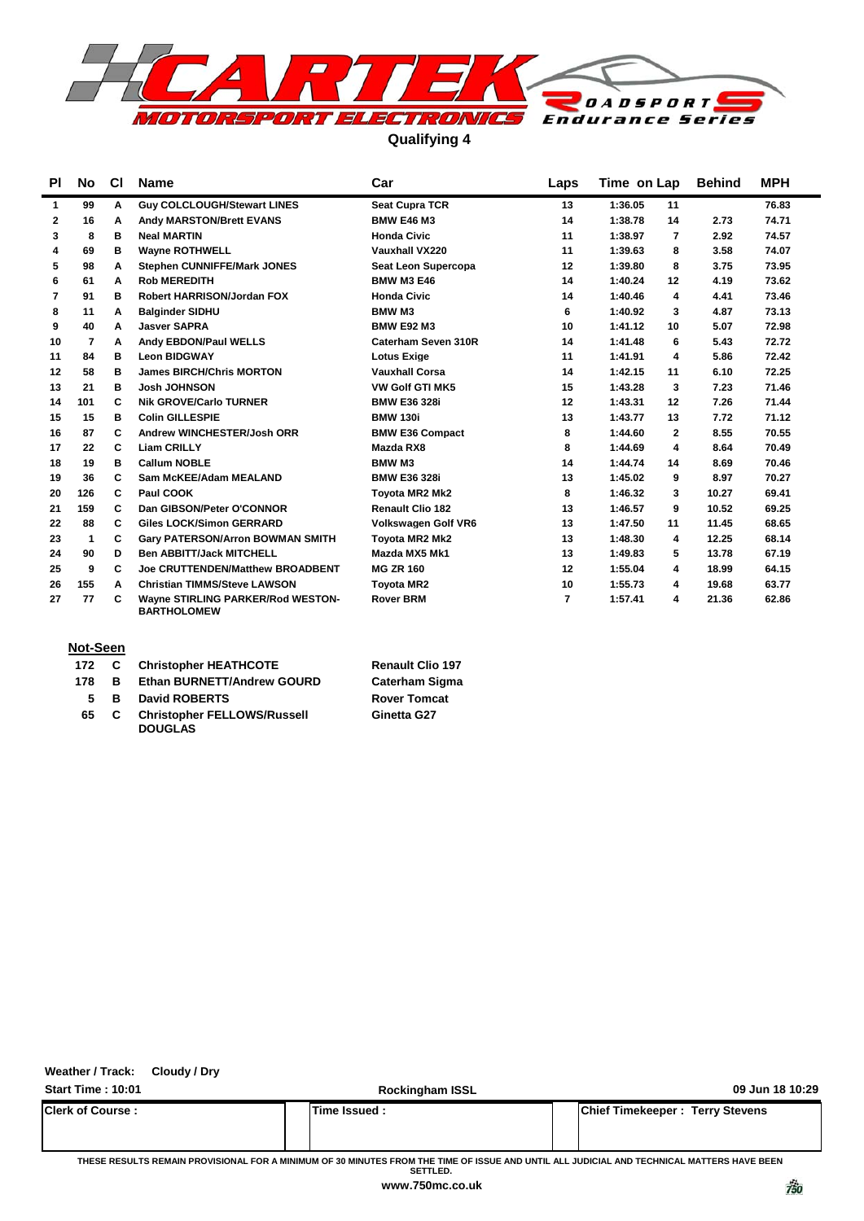# CARTEK MOTORSPORT ELECTRONICS ROADSPORTS Endurance Series

## Qualifying 4

| Pl | No | Cl | Name | Car | Laps | Time | on Lap | Behind | MPH |
|---|---|---|---|---|---|---|---|---|---|
| 1 | 99 | A | Guy COLCLOUGH/Stewart LINES | Seat Cupra TCR | 13 | 1:36.05 | 11 | | 76.83 |
| 2 | 16 | A | Andy MARSTON/Brett EVANS | BMW E46 M3 | 14 | 1:38.78 | 14 | 2.73 | 74.71 |
| 3 | 8 | B | Neal MARTIN | Honda Civic | 11 | 1:38.97 | 7 | 2.92 | 74.57 |
| 4 | 69 | B | Wayne ROTHWELL | Vauxhall VX220 | 11 | 1:39.63 | 8 | 3.58 | 74.07 |
| 5 | 98 | A | Stephen CUNNIFFE/Mark JONES | Seat Leon Supercopa | 12 | 1:39.80 | 8 | 3.75 | 73.95 |
| 6 | 61 | A | Rob MEREDITH | BMW M3 E46 | 14 | 1:40.24 | 12 | 4.19 | 73.62 |
| 7 | 91 | B | Robert HARRISON/Jordan FOX | Honda Civic | 14 | 1:40.46 | 4 | 4.41 | 73.46 |
| 8 | 11 | A | Balginder SIDHU | BMW M3 | 6 | 1:40.92 | 3 | 4.87 | 73.13 |
| 9 | 40 | A | Jasver SAPRA | BMW E92 M3 | 10 | 1:41.12 | 10 | 5.07 | 72.98 |
| 10 | 7 | A | Andy EBDON/Paul WELLS | Caterham Seven 310R | 14 | 1:41.48 | 6 | 5.43 | 72.72 |
| 11 | 84 | B | Leon BIDGWAY | Lotus Exige | 11 | 1:41.91 | 4 | 5.86 | 72.42 |
| 12 | 58 | B | James BIRCH/Chris MORTON | Vauxhall Corsa | 14 | 1:42.15 | 11 | 6.10 | 72.25 |
| 13 | 21 | B | Josh JOHNSON | VW Golf GTI MK5 | 15 | 1:43.28 | 3 | 7.23 | 71.46 |
| 14 | 101 | C | Nik GROVE/Carlo TURNER | BMW E36 328i | 12 | 1:43.31 | 12 | 7.26 | 71.44 |
| 15 | 15 | B | Colin GILLESPIE | BMW 130i | 13 | 1:43.77 | 13 | 7.72 | 71.12 |
| 16 | 87 | C | Andrew WINCHESTER/Josh ORR | BMW E36 Compact | 8 | 1:44.60 | 2 | 8.55 | 70.55 |
| 17 | 22 | C | Liam CRILLY | Mazda RX8 | 8 | 1:44.69 | 4 | 8.64 | 70.49 |
| 18 | 19 | B | Callum NOBLE | BMW M3 | 14 | 1:44.74 | 14 | 8.69 | 70.46 |
| 19 | 36 | C | Sam McKEE/Adam MEALAND | BMW E36 328i | 13 | 1:45.02 | 9 | 8.97 | 70.27 |
| 20 | 126 | C | Paul COOK | Toyota MR2 Mk2 | 8 | 1:46.32 | 3 | 10.27 | 69.41 |
| 21 | 159 | C | Dan GIBSON/Peter O'CONNOR | Renault Clio 182 | 13 | 1:46.57 | 9 | 10.52 | 69.25 |
| 22 | 88 | C | Giles LOCK/Simon GERRARD | Volkswagen Golf VR6 | 13 | 1:47.50 | 11 | 11.45 | 68.65 |
| 23 | 1 | C | Gary PATERSON/Arron BOWMAN SMITH | Toyota MR2 Mk2 | 13 | 1:48.30 | 4 | 12.25 | 68.14 |
| 24 | 90 | D | Ben ABBITT/Jack MITCHELL | Mazda MX5 Mk1 | 13 | 1:49.83 | 5 | 13.78 | 67.19 |
| 25 | 9 | C | Joe CRUTTENDEN/Matthew BROADBENT | MG ZR 160 | 12 | 1:55.04 | 4 | 18.99 | 64.15 |
| 26 | 155 | A | Christian TIMMS/Steve LAWSON | Toyota MR2 | 10 | 1:55.73 | 4 | 19.68 | 63.77 |
| 27 | 77 | C | Wayne STIRLING PARKER/Rod WESTON-BARTHOLOMEW | Rover BRM | 7 | 1:57.41 | 4 | 21.36 | 62.86 |

**Not-Seen**

| | | | |
|---|---|---|---|
| 172 | C | Christopher HEATHCOTE | Renault Clio 197 |
| 178 | B | Ethan BURNETT/Andrew GOURD | Caterham Sigma |
| 5 | B | David ROBERTS | Rover Tomcat |
| 65 | C | Christopher FELLOWS/Russell DOUGLAS | Ginetta G27 |

Weather / Track: Cloudy / Dry

Start Time : 10:01 — Rockingham ISSL — 09 Jun 18 10:29

| Clerk of Course : | Time Issued : | Chief Timekeeper : Terry Stevens |
|---|---|---|

THESE RESULTS REMAIN PROVISIONAL FOR A MINIMUM OF 30 MINUTES FROM THE TIME OF ISSUE AND UNTIL ALL JUDICIAL AND TECHNICAL MATTERS HAVE BEEN SETTLED.

www.750mc.co.uk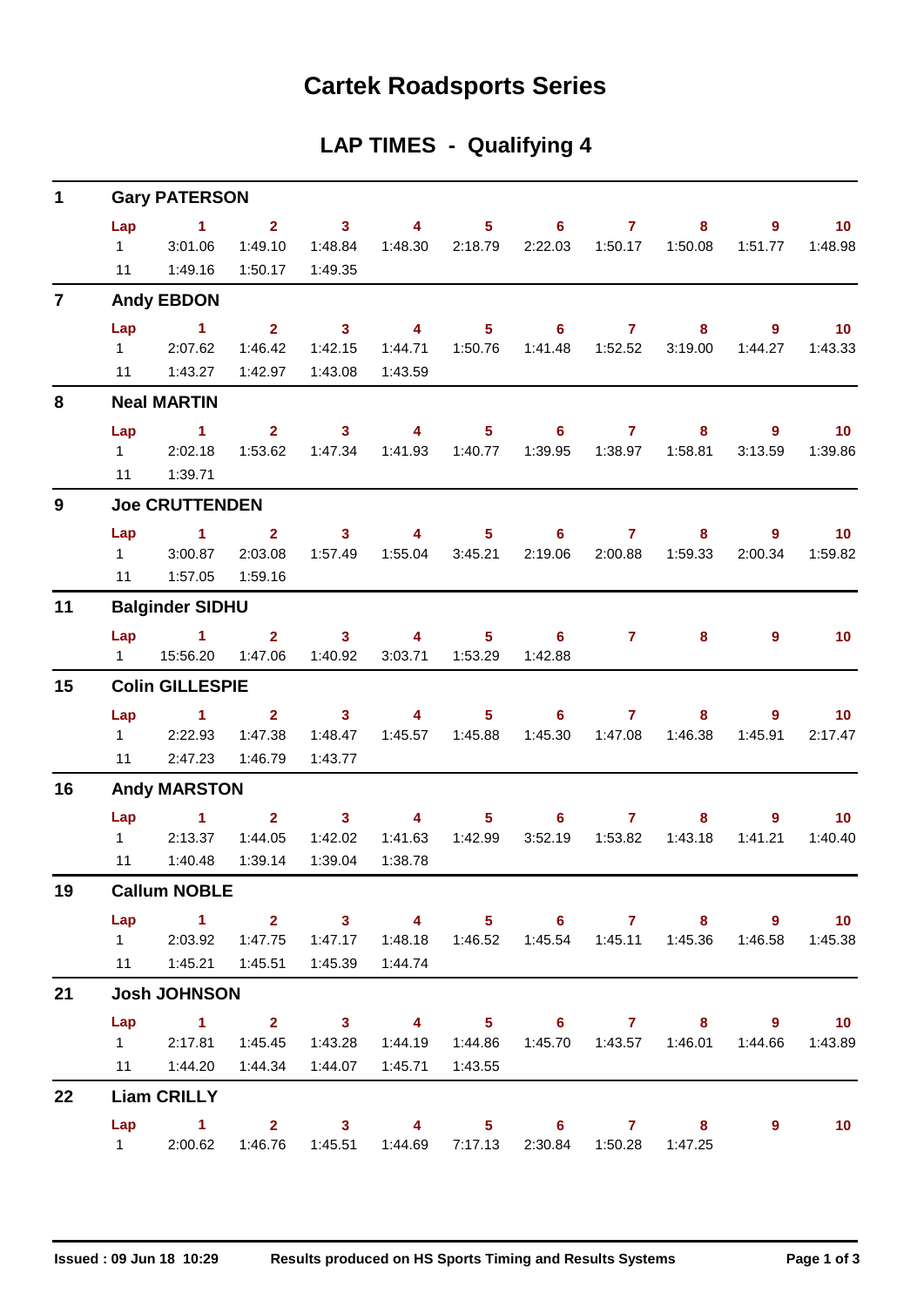# Cartek Roadsports Series

## LAP TIMES - Qualifying 4

### 1 Gary PATERSON

| Lap | 1 | 2 | 3 | 4 | 5 | 6 | 7 | 8 | 9 | 10 |
|---|---|---|---|---|---|---|---|---|---|---|
| 1 | 3:01.06 | 1:49.10 | 1:48.84 | 1:48.30 | 2:18.79 | 2:22.03 | 1:50.17 | 1:50.08 | 1:51.77 | 1:48.98 |
| 11 | 1:49.16 | 1:50.17 | 1:49.35 | | | | | | | |

### 7 Andy EBDON

| Lap | 1 | 2 | 3 | 4 | 5 | 6 | 7 | 8 | 9 | 10 |
|---|---|---|---|---|---|---|---|---|---|---|
| 1 | 2:07.62 | 1:46.42 | 1:42.15 | 1:44.71 | 1:50.76 | 1:41.48 | 1:52.52 | 3:19.00 | 1:44.27 | 1:43.33 |
| 11 | 1:43.27 | 1:42.97 | 1:43.08 | 1:43.59 | | | | | | |

### 8 Neal MARTIN

| Lap | 1 | 2 | 3 | 4 | 5 | 6 | 7 | 8 | 9 | 10 |
|---|---|---|---|---|---|---|---|---|---|---|
| 1 | 2:02.18 | 1:53.62 | 1:47.34 | 1:41.93 | 1:40.77 | 1:39.95 | 1:38.97 | 1:58.81 | 3:13.59 | 1:39.86 |
| 11 | 1:39.71 | | | | | | | | | |

### 9 Joe CRUTTENDEN

| Lap | 1 | 2 | 3 | 4 | 5 | 6 | 7 | 8 | 9 | 10 |
|---|---|---|---|---|---|---|---|---|---|---|
| 1 | 3:00.87 | 2:03.08 | 1:57.49 | 1:55.04 | 3:45.21 | 2:19.06 | 2:00.88 | 1:59.33 | 2:00.34 | 1:59.82 |
| 11 | 1:57.05 | 1:59.16 | | | | | | | | |

### 11 Balginder SIDHU

| Lap | 1 | 2 | 3 | 4 | 5 | 6 | 7 | 8 | 9 | 10 |
|---|---|---|---|---|---|---|---|---|---|---|
| 1 | 15:56.20 | 1:47.06 | 1:40.92 | 3:03.71 | 1:53.29 | 1:42.88 | | | | |

### 15 Colin GILLESPIE

| Lap | 1 | 2 | 3 | 4 | 5 | 6 | 7 | 8 | 9 | 10 |
|---|---|---|---|---|---|---|---|---|---|---|
| 1 | 2:22.93 | 1:47.38 | 1:48.47 | 1:45.57 | 1:45.88 | 1:45.30 | 1:47.08 | 1:46.38 | 1:45.91 | 2:17.47 |
| 11 | 2:47.23 | 1:46.79 | 1:43.77 | | | | | | | |

### 16 Andy MARSTON

| Lap | 1 | 2 | 3 | 4 | 5 | 6 | 7 | 8 | 9 | 10 |
|---|---|---|---|---|---|---|---|---|---|---|
| 1 | 2:13.37 | 1:44.05 | 1:42.02 | 1:41.63 | 1:42.99 | 3:52.19 | 1:53.82 | 1:43.18 | 1:41.21 | 1:40.40 |
| 11 | 1:40.48 | 1:39.14 | 1:39.04 | 1:38.78 | | | | | | |

### 19 Callum NOBLE

| Lap | 1 | 2 | 3 | 4 | 5 | 6 | 7 | 8 | 9 | 10 |
|---|---|---|---|---|---|---|---|---|---|---|
| 1 | 2:03.92 | 1:47.75 | 1:47.17 | 1:48.18 | 1:46.52 | 1:45.54 | 1:45.11 | 1:45.36 | 1:46.58 | 1:45.38 |
| 11 | 1:45.21 | 1:45.51 | 1:45.39 | 1:44.74 | | | | | | |

### 21 Josh JOHNSON

| Lap | 1 | 2 | 3 | 4 | 5 | 6 | 7 | 8 | 9 | 10 |
|---|---|---|---|---|---|---|---|---|---|---|
| 1 | 2:17.81 | 1:45.45 | 1:43.28 | 1:44.19 | 1:44.86 | 1:45.70 | 1:43.57 | 1:46.01 | 1:44.66 | 1:43.89 |
| 11 | 1:44.20 | 1:44.34 | 1:44.07 | 1:45.71 | 1:43.55 | | | | | |

### 22 Liam CRILLY

| Lap | 1 | 2 | 3 | 4 | 5 | 6 | 7 | 8 | 9 | 10 |
|---|---|---|---|---|---|---|---|---|---|---|
| 1 | 2:00.62 | 1:46.76 | 1:45.51 | 1:44.69 | 7:17.13 | 2:30.84 | 1:50.28 | 1:47.25 | | |

Issued : 09 Jun 18 10:29 Results produced on HS Sports Timing and Results Systems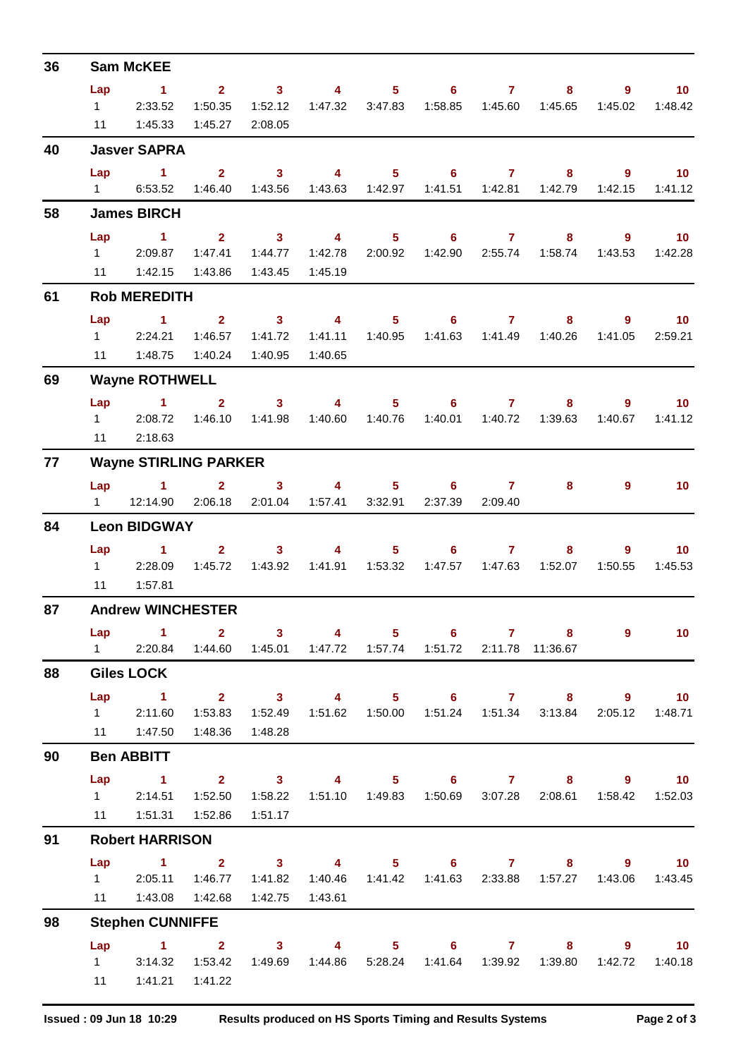## 36 Sam McKEE

| Lap | 1 | 2 | 3 | 4 | 5 | 6 | 7 | 8 | 9 | 10 |
|---|---|---|---|---|---|---|---|---|---|---|
| 1 | 2:33.52 | 1:50.35 | 1:52.12 | 1:47.32 | 3:47.83 | 1:58.85 | 1:45.60 | 1:45.65 | 1:45.02 | 1:48.42 |
| 11 | 1:45.33 | 1:45.27 | 2:08.05 | | | | | | | |

## 40 Jasver SAPRA

| Lap | 1 | 2 | 3 | 4 | 5 | 6 | 7 | 8 | 9 | 10 |
|---|---|---|---|---|---|---|---|---|---|---|
| 1 | 6:53.52 | 1:46.40 | 1:43.56 | 1:43.63 | 1:42.97 | 1:41.51 | 1:42.81 | 1:42.79 | 1:42.15 | 1:41.12 |

## 58 James BIRCH

| Lap | 1 | 2 | 3 | 4 | 5 | 6 | 7 | 8 | 9 | 10 |
|---|---|---|---|---|---|---|---|---|---|---|
| 1 | 2:09.87 | 1:47.41 | 1:44.77 | 1:42.78 | 2:00.92 | 1:42.90 | 2:55.74 | 1:58.74 | 1:43.53 | 1:42.28 |
| 11 | 1:42.15 | 1:43.86 | 1:43.45 | 1:45.19 | | | | | | |

## 61 Rob MEREDITH

| Lap | 1 | 2 | 3 | 4 | 5 | 6 | 7 | 8 | 9 | 10 |
|---|---|---|---|---|---|---|---|---|---|---|
| 1 | 2:24.21 | 1:46.57 | 1:41.72 | 1:41.11 | 1:40.95 | 1:41.63 | 1:41.49 | 1:40.26 | 1:41.05 | 2:59.21 |
| 11 | 1:48.75 | 1:40.24 | 1:40.95 | 1:40.65 | | | | | | |

## 69 Wayne ROTHWELL

| Lap | 1 | 2 | 3 | 4 | 5 | 6 | 7 | 8 | 9 | 10 |
|---|---|---|---|---|---|---|---|---|---|---|
| 1 | 2:08.72 | 1:46.10 | 1:41.98 | 1:40.60 | 1:40.76 | 1:40.01 | 1:40.72 | 1:39.63 | 1:40.67 | 1:41.12 |
| 11 | 2:18.63 | | | | | | | | | |

## 77 Wayne STIRLING PARKER

| Lap | 1 | 2 | 3 | 4 | 5 | 6 | 7 | 8 | 9 | 10 |
|---|---|---|---|---|---|---|---|---|---|---|
| 1 | 12:14.90 | 2:06.18 | 2:01.04 | 1:57.41 | 3:32.91 | 2:37.39 | 2:09.40 | | | |

## 84 Leon BIDGWAY

| Lap | 1 | 2 | 3 | 4 | 5 | 6 | 7 | 8 | 9 | 10 |
|---|---|---|---|---|---|---|---|---|---|---|
| 1 | 2:28.09 | 1:45.72 | 1:43.92 | 1:41.91 | 1:53.32 | 1:47.57 | 1:47.63 | 1:52.07 | 1:50.55 | 1:45.53 |
| 11 | 1:57.81 | | | | | | | | | |

## 87 Andrew WINCHESTER

| Lap | 1 | 2 | 3 | 4 | 5 | 6 | 7 | 8 | 9 | 10 |
|---|---|---|---|---|---|---|---|---|---|---|
| 1 | 2:20.84 | 1:44.60 | 1:45.01 | 1:47.72 | 1:57.74 | 1:51.72 | 2:11.78 | 11:36.67 | | |

## 88 Giles LOCK

| Lap | 1 | 2 | 3 | 4 | 5 | 6 | 7 | 8 | 9 | 10 |
|---|---|---|---|---|---|---|---|---|---|---|
| 1 | 2:11.60 | 1:53.83 | 1:52.49 | 1:51.62 | 1:50.00 | 1:51.24 | 1:51.34 | 3:13.84 | 2:05.12 | 1:48.71 |
| 11 | 1:47.50 | 1:48.36 | 1:48.28 | | | | | | | |

## 90 Ben ABBITT

| Lap | 1 | 2 | 3 | 4 | 5 | 6 | 7 | 8 | 9 | 10 |
|---|---|---|---|---|---|---|---|---|---|---|
| 1 | 2:14.51 | 1:52.50 | 1:58.22 | 1:51.10 | 1:49.83 | 1:50.69 | 3:07.28 | 2:08.61 | 1:58.42 | 1:52.03 |
| 11 | 1:51.31 | 1:52.86 | 1:51.17 | | | | | | | |

## 91 Robert HARRISON

| Lap | 1 | 2 | 3 | 4 | 5 | 6 | 7 | 8 | 9 | 10 |
|---|---|---|---|---|---|---|---|---|---|---|
| 1 | 2:05.11 | 1:46.77 | 1:41.82 | 1:40.46 | 1:41.42 | 1:41.63 | 2:33.88 | 1:57.27 | 1:43.06 | 1:43.45 |
| 11 | 1:43.08 | 1:42.68 | 1:42.75 | 1:43.61 | | | | | | |

## 98 Stephen CUNNIFFE

| Lap | 1 | 2 | 3 | 4 | 5 | 6 | 7 | 8 | 9 | 10 |
|---|---|---|---|---|---|---|---|---|---|---|
| 1 | 3:14.32 | 1:53.42 | 1:49.69 | 1:44.86 | 5:28.24 | 1:41.64 | 1:39.92 | 1:39.80 | 1:42.72 | 1:40.18 |
| 11 | 1:41.21 | 1:41.22 | | | | | | | | |

**Issued : 09 Jun 18 10:29** **Results produced on HS Sports Timing and Results Systems**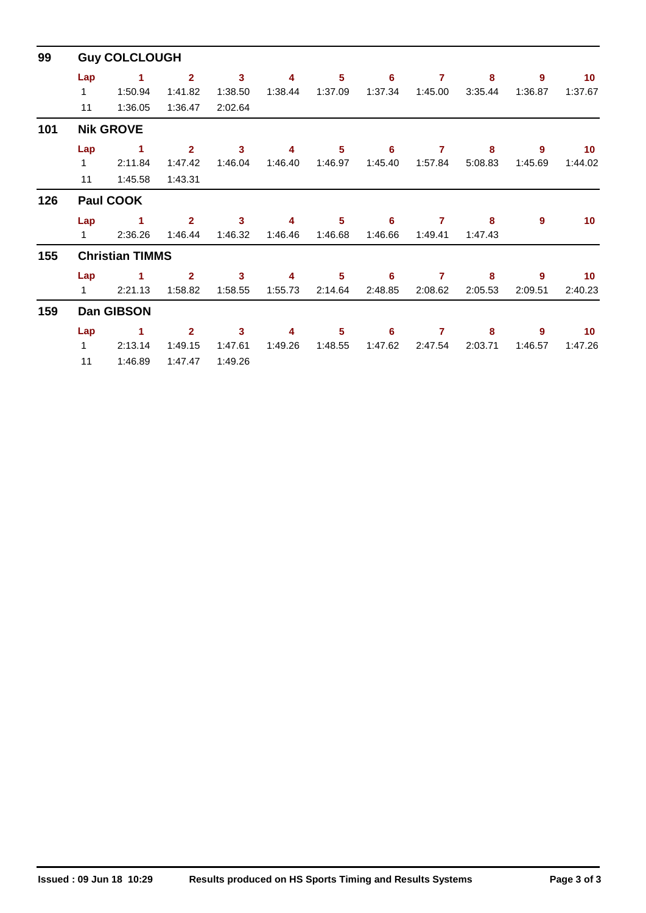## 99 Guy COLCLOUGH

| Lap | 1 | 2 | 3 | 4 | 5 | 6 | 7 | 8 | 9 | 10 |
|---|---|---|---|---|---|---|---|---|---|---|
| 1 | 1:50.94 | 1:41.82 | 1:38.50 | 1:38.44 | 1:37.09 | 1:37.34 | 1:45.00 | 3:35.44 | 1:36.87 | 1:37.67 |
| 11 | 1:36.05 | 1:36.47 | 2:02.64 | | | | | | | |

## 101 Nik GROVE

| Lap | 1 | 2 | 3 | 4 | 5 | 6 | 7 | 8 | 9 | 10 |
|---|---|---|---|---|---|---|---|---|---|---|
| 1 | 2:11.84 | 1:47.42 | 1:46.04 | 1:46.40 | 1:46.97 | 1:45.40 | 1:57.84 | 5:08.83 | 1:45.69 | 1:44.02 |
| 11 | 1:45.58 | 1:43.31 | | | | | | | | |

## 126 Paul COOK

| Lap | 1 | 2 | 3 | 4 | 5 | 6 | 7 | 8 | 9 | 10 |
|---|---|---|---|---|---|---|---|---|---|---|
| 1 | 2:36.26 | 1:46.44 | 1:46.32 | 1:46.46 | 1:46.68 | 1:46.66 | 1:49.41 | 1:47.43 | | |

## 155 Christian TIMMS

| Lap | 1 | 2 | 3 | 4 | 5 | 6 | 7 | 8 | 9 | 10 |
|---|---|---|---|---|---|---|---|---|---|---|
| 1 | 2:21.13 | 1:58.82 | 1:58.55 | 1:55.73 | 2:14.64 | 2:48.85 | 2:08.62 | 2:05.53 | 2:09.51 | 2:40.23 |

## 159 Dan GIBSON

| Lap | 1 | 2 | 3 | 4 | 5 | 6 | 7 | 8 | 9 | 10 |
|---|---|---|---|---|---|---|---|---|---|---|
| 1 | 2:13.14 | 1:49.15 | 1:47.61 | 1:49.26 | 1:48.55 | 1:47.62 | 2:47.54 | 2:03.71 | 1:46.57 | 1:47.26 |
| 11 | 1:46.89 | 1:47.47 | 1:49.26 | | | | | | | |

**Issued : 09 Jun 18 10:29** **Results produced on HS Sports Timing and Results Systems**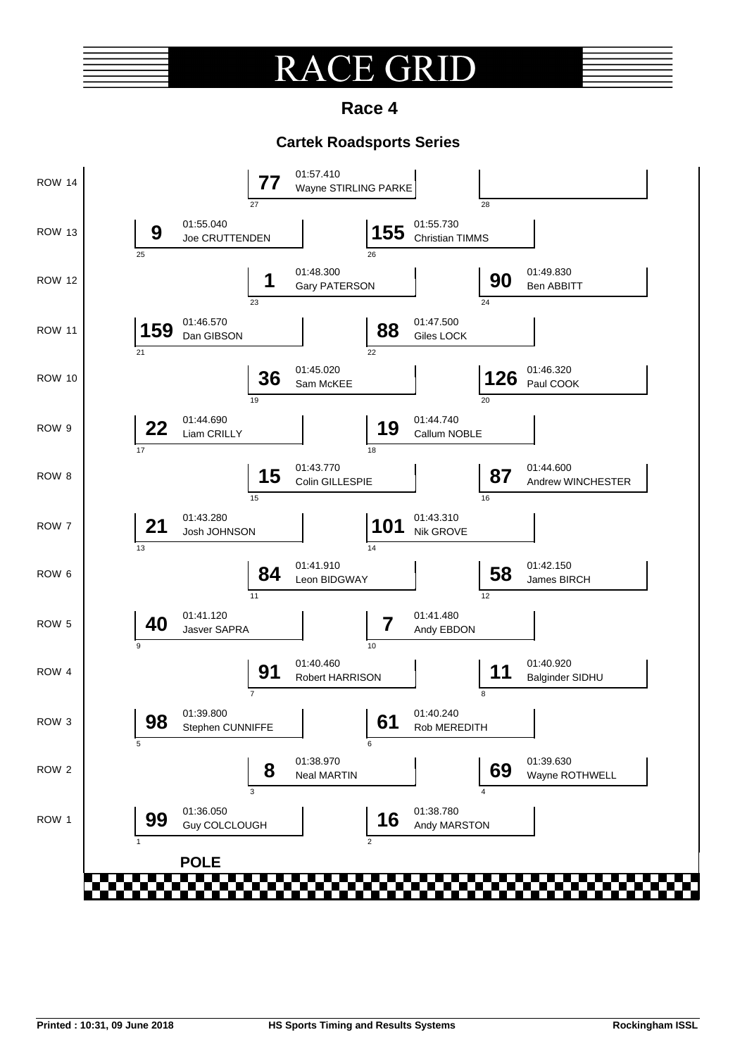# RACE GRID

## Race 4

### Cartek Roadsports Series

| Row | Position | No. | Driver | Time |
|---|---|---|---|---|
| ROW 14 | 27 | 77 | Wayne STIRLING PARKE | 01:57.410 |
| ROW 14 | 28 | | | |
| ROW 13 | 25 | 9 | Joe CRUTTENDEN | 01:55.040 |
| ROW 13 | 26 | 155 | Christian TIMMS | 01:55.730 |
| ROW 12 | 23 | 1 | Gary PATERSON | 01:48.300 |
| ROW 12 | 24 | 90 | Ben ABBITT | 01:49.830 |
| ROW 11 | 21 | 159 | Dan GIBSON | 01:46.570 |
| ROW 11 | 22 | 88 | Giles LOCK | 01:47.500 |
| ROW 10 | 19 | 36 | Sam McKEE | 01:45.020 |
| ROW 10 | 20 | 126 | Paul COOK | 01:46.320 |
| ROW 9 | 17 | 22 | Liam CRILLY | 01:44.690 |
| ROW 9 | 18 | 19 | Callum NOBLE | 01:44.740 |
| ROW 8 | 15 | 15 | Colin GILLESPIE | 01:43.770 |
| ROW 8 | 16 | 87 | Andrew WINCHESTER | 01:44.600 |
| ROW 7 | 13 | 21 | Josh JOHNSON | 01:43.280 |
| ROW 7 | 14 | 101 | Nik GROVE | 01:43.310 |
| ROW 6 | 11 | 84 | Leon BIDGWAY | 01:41.910 |
| ROW 6 | 12 | 58 | James BIRCH | 01:42.150 |
| ROW 5 | 9 | 40 | Jasver SAPRA | 01:41.120 |
| ROW 5 | 10 | 7 | Andy EBDON | 01:41.480 |
| ROW 4 | 7 | 91 | Robert HARRISON | 01:40.460 |
| ROW 4 | 8 | 11 | Balginder SIDHU | 01:40.920 |
| ROW 3 | 5 | 98 | Stephen CUNNIFFE | 01:39.800 |
| ROW 3 | 6 | 61 | Rob MEREDITH | 01:40.240 |
| ROW 2 | 3 | 8 | Neal MARTIN | 01:38.970 |
| ROW 2 | 4 | 69 | Wayne ROTHWELL | 01:39.630 |
| ROW 1 | 1 | 99 | Guy COLCLOUGH | 01:36.050 |
| ROW 1 | 2 | 16 | Andy MARSTON | 01:38.780 |

**POLE**

**Printed : 10:31, 09 June 2018** **HS Sports Timing and Results Systems** **Rockingham ISSL**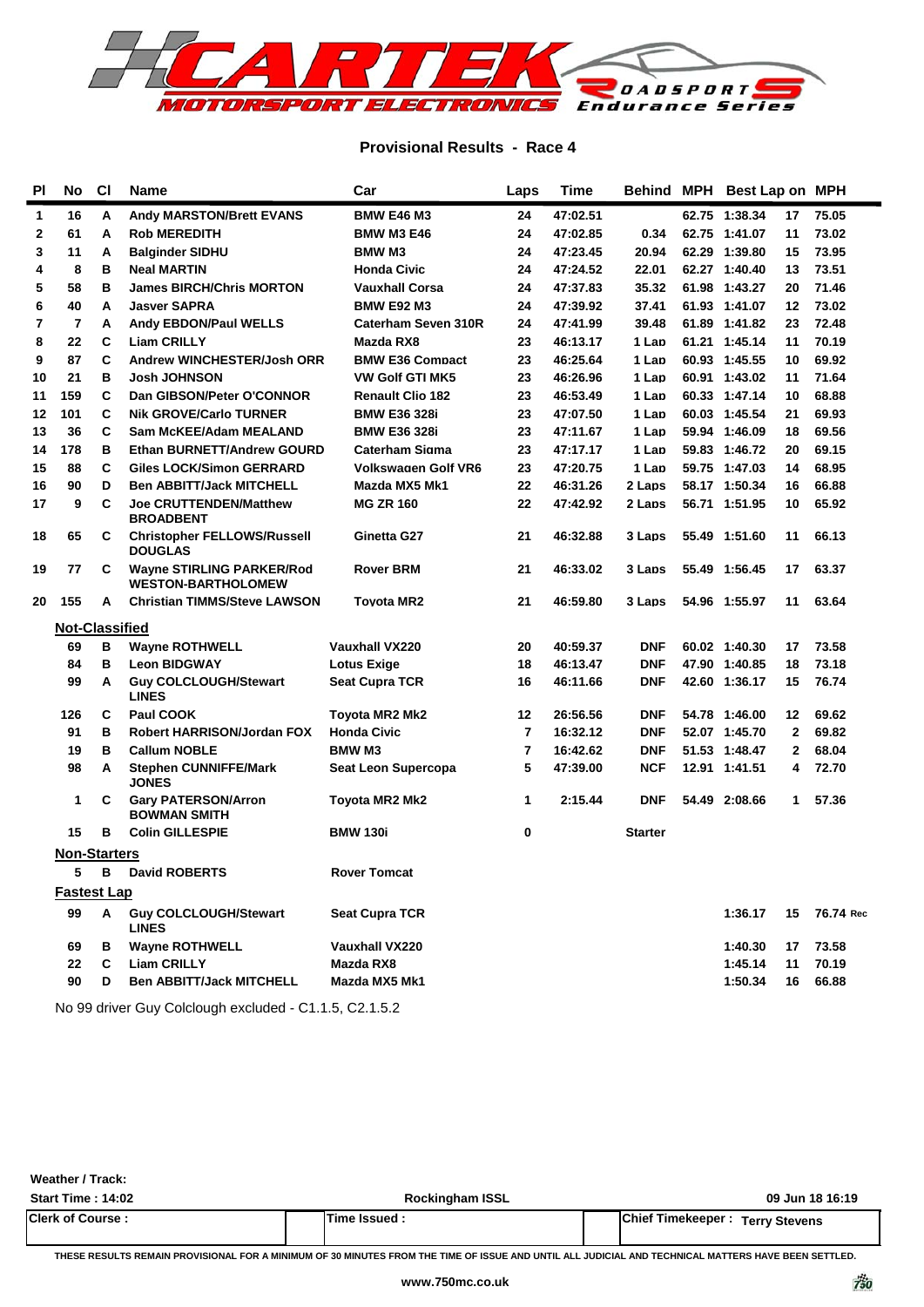CARTEK MOTORSPORT ELECTRONICS ROADSPORT Endurance Series

**Provisional Results - Race 4**

| Pl | No | Cl | Name | Car | Laps | Time | Behind | MPH | Best Lap | on | MPH |
|---|---|---|---|---|---|---|---|---|---|---|---|
| 1 | 16 | A | Andy MARSTON/Brett EVANS | BMW E46 M3 | 24 | 47:02.51 | | 62.75 | 1:38.34 | 17 | 75.05 |
| 2 | 61 | A | Rob MEREDITH | BMW M3 E46 | 24 | 47:02.85 | 0.34 | 62.75 | 1:41.07 | 11 | 73.02 |
| 3 | 11 | A | Balginder SIDHU | BMW M3 | 24 | 47:23.45 | 20.94 | 62.29 | 1:39.80 | 15 | 73.95 |
| 4 | 8 | B | Neal MARTIN | Honda Civic | 24 | 47:24.52 | 22.01 | 62.27 | 1:40.40 | 13 | 73.51 |
| 5 | 58 | B | James BIRCH/Chris MORTON | Vauxhall Corsa | 24 | 47:37.83 | 35.32 | 61.98 | 1:43.27 | 20 | 71.46 |
| 6 | 40 | A | Jasver SAPRA | BMW E92 M3 | 24 | 47:39.92 | 37.41 | 61.93 | 1:41.07 | 12 | 73.02 |
| 7 | 7 | A | Andy EBDON/Paul WELLS | Caterham Seven 310R | 24 | 47:41.99 | 39.48 | 61.89 | 1:41.82 | 23 | 72.48 |
| 8 | 22 | C | Liam CRILLY | Mazda RX8 | 23 | 46:13.17 | 1 Lap | 61.21 | 1:45.14 | 11 | 70.19 |
| 9 | 87 | C | Andrew WINCHESTER/Josh ORR | BMW E36 Compact | 23 | 46:25.64 | 1 Lap | 60.93 | 1:45.55 | 10 | 69.92 |
| 10 | 21 | B | Josh JOHNSON | VW Golf GTI MK5 | 23 | 46:26.96 | 1 Lap | 60.91 | 1:43.02 | 11 | 71.64 |
| 11 | 159 | C | Dan GIBSON/Peter O'CONNOR | Renault Clio 182 | 23 | 46:53.49 | 1 Lap | 60.33 | 1:47.14 | 10 | 68.88 |
| 12 | 101 | C | Nik GROVE/Carlo TURNER | BMW E36 328i | 23 | 47:07.50 | 1 Lap | 60.03 | 1:45.54 | 21 | 69.93 |
| 13 | 36 | C | Sam McKEE/Adam MEALAND | BMW E36 328i | 23 | 47:11.67 | 1 Lap | 59.94 | 1:46.09 | 18 | 69.56 |
| 14 | 178 | B | Ethan BURNETT/Andrew GOURD | Caterham Sigma | 23 | 47:17.17 | 1 Lap | 59.83 | 1:46.72 | 20 | 69.15 |
| 15 | 88 | C | Giles LOCK/Simon GERRARD | Volkswagen Golf VR6 | 23 | 47:20.75 | 1 Lap | 59.75 | 1:47.03 | 14 | 68.95 |
| 16 | 90 | D | Ben ABBITT/Jack MITCHELL | Mazda MX5 Mk1 | 22 | 46:31.26 | 2 Laps | 58.17 | 1:50.34 | 16 | 66.88 |
| 17 | 9 | C | Joe CRUTTENDEN/Matthew BROADBENT | MG ZR 160 | 22 | 47:42.92 | 2 Laps | 56.71 | 1:51.95 | 10 | 65.92 |
| 18 | 65 | C | Christopher FELLOWS/Russell DOUGLAS | Ginetta G27 | 21 | 46:32.88 | 3 Laps | 55.49 | 1:51.60 | 11 | 66.13 |
| 19 | 77 | C | Wayne STIRLING PARKER/Rod WESTON-BARTHOLOMEW | Rover BRM | 21 | 46:33.02 | 3 Laps | 55.49 | 1:56.45 | 17 | 63.37 |
| 20 | 155 | A | Christian TIMMS/Steve LAWSON | Toyota MR2 | 21 | 46:59.80 | 3 Laps | 54.96 | 1:55.97 | 11 | 63.64 |
| **Not-Classified** | | | | | | | | | | | |
| | 69 | B | Wayne ROTHWELL | Vauxhall VX220 | 20 | 40:59.37 | DNF | 60.02 | 1:40.30 | 17 | 73.58 |
| | 84 | B | Leon BIDGWAY | Lotus Exige | 18 | 46:13.47 | DNF | 47.90 | 1:40.85 | 18 | 73.18 |
| | 99 | A | Guy COLCLOUGH/Stewart LINES | Seat Cupra TCR | 16 | 46:11.66 | DNF | 42.60 | 1:36.17 | 15 | 76.74 |
| | 126 | C | Paul COOK | Toyota MR2 Mk2 | 12 | 26:56.56 | DNF | 54.78 | 1:46.00 | 12 | 69.62 |
| | 91 | B | Robert HARRISON/Jordan FOX | Honda Civic | 7 | 16:32.12 | DNF | 52.07 | 1:45.70 | 2 | 69.82 |
| | 19 | B | Callum NOBLE | BMW M3 | 7 | 16:42.62 | DNF | 51.53 | 1:48.47 | 2 | 68.04 |
| | 98 | A | Stephen CUNNIFFE/Mark JONES | Seat Leon Supercopa | 5 | 47:39.00 | NCF | 12.91 | 1:41.51 | 4 | 72.70 |
| | 1 | C | Gary PATERSON/Arron BOWMAN SMITH | Toyota MR2 Mk2 | 1 | 2:15.44 | DNF | 54.49 | 2:08.66 | 1 | 57.36 |
| | 15 | B | Colin GILLESPIE | BMW 130i | 0 | | Starter | | | | |
| **Non-Starters** | | | | | | | | | | | |
| | 5 | B | David ROBERTS | Rover Tomcat | | | | | | | |
| **Fastest Lap** | | | | | | | | | | | |
| | 99 | A | Guy COLCLOUGH/Stewart LINES | Seat Cupra TCR | | | | | 1:36.17 | 15 | 76.74 Rec |
| | 69 | B | Wayne ROTHWELL | Vauxhall VX220 | | | | | 1:40.30 | 17 | 73.58 |
| | 22 | C | Liam CRILLY | Mazda RX8 | | | | | 1:45.14 | 11 | 70.19 |
| | 90 | D | Ben ABBITT/Jack MITCHELL | Mazda MX5 Mk1 | | | | | 1:50.34 | 16 | 66.88 |

No 99 driver Guy Colclough excluded - C1.1.5, C2.1.5.2

Weather / Track:

| Start Time : 14:02 | Rockingham ISSL | 09 Jun 18 16:19 |
|---|---|---|
| Clerk of Course : | Time Issued : | Chief Timekeeper : Terry Stevens |

THESE RESULTS REMAIN PROVISIONAL FOR A MINIMUM OF 30 MINUTES FROM THE TIME OF ISSUE AND UNTIL ALL JUDICIAL AND TECHNICAL MATTERS HAVE BEEN SETTLED.

www.750mc.co.uk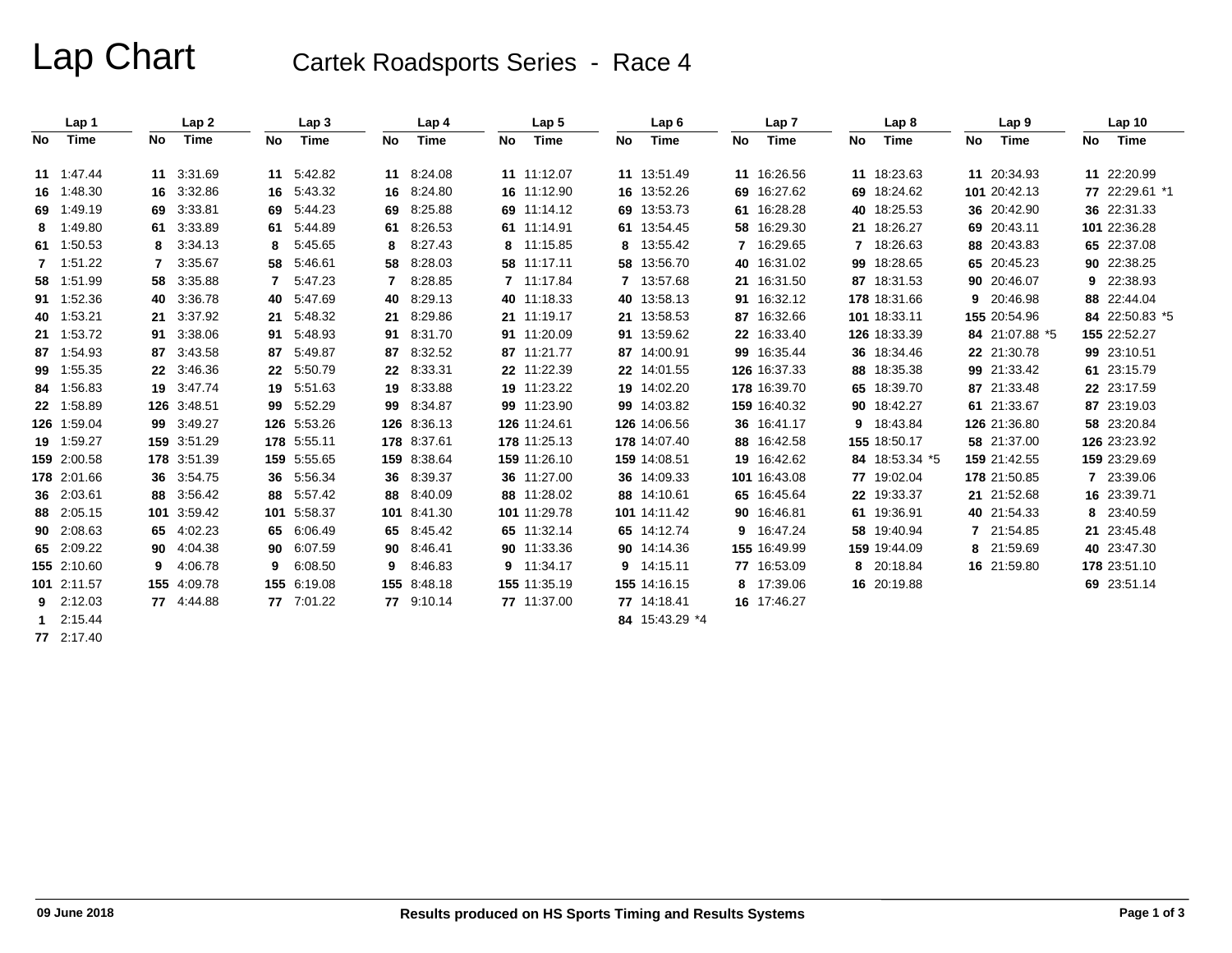# Lap Chart

## Cartek Roadsports Series - Race 4

| Lap 1 | | Lap 2 | | Lap 3 | | Lap 4 | | Lap 5 | | Lap 6 | | Lap 7 | | Lap 8 | | Lap 9 | | Lap 10 | |
|---|---|---|---|---|---|---|---|---|---|---|---|---|---|---|---|---|---|---|---|
| No | Time | No | Time | No | Time | No | Time | No | Time | No | Time | No | Time | No | Time | No | Time | No | Time |
| 11 | 1:47.44 | 11 | 3:31.69 | 11 | 5:42.82 | 11 | 8:24.08 | 11 | 11:12.07 | 11 | 13:51.49 | 11 | 16:26.56 | 11 | 18:23.63 | 11 | 20:34.93 | 11 | 22:20.99 |
| 16 | 1:48.30 | 16 | 3:32.86 | 16 | 5:43.32 | 16 | 8:24.80 | 16 | 11:12.90 | 16 | 13:52.26 | 69 | 16:27.62 | 69 | 18:24.62 | 101 | 20:42.13 | 77 | 22:29.61 *1 |
| 69 | 1:49.19 | 69 | 3:33.81 | 69 | 5:44.23 | 69 | 8:25.88 | 69 | 11:14.12 | 69 | 13:53.73 | 61 | 16:28.28 | 40 | 18:25.53 | 36 | 20:42.90 | 36 | 22:31.33 |
| 8 | 1:49.80 | 61 | 3:33.89 | 61 | 5:44.89 | 61 | 8:26.53 | 61 | 11:14.91 | 61 | 13:54.45 | 58 | 16:29.30 | 21 | 18:26.27 | 69 | 20:43.11 | 101 | 22:36.28 |
| 61 | 1:50.53 | 8 | 3:34.13 | 8 | 5:45.65 | 8 | 8:27.43 | 8 | 11:15.85 | 8 | 13:55.42 | 7 | 16:29.65 | 7 | 18:26.63 | 88 | 20:43.83 | 65 | 22:37.08 |
| 7 | 1:51.22 | 7 | 3:35.67 | 58 | 5:46.61 | 58 | 8:28.03 | 58 | 11:17.11 | 58 | 13:56.70 | 40 | 16:31.02 | 99 | 18:28.65 | 65 | 20:45.23 | 90 | 22:38.25 |
| 58 | 1:51.99 | 58 | 3:35.88 | 7 | 5:47.23 | 7 | 8:28.85 | 7 | 11:17.84 | 7 | 13:57.68 | 21 | 16:31.50 | 87 | 18:31.53 | 90 | 20:46.07 | 9 | 22:38.93 |
| 91 | 1:52.36 | 40 | 3:36.78 | 40 | 5:47.69 | 40 | 8:29.13 | 40 | 11:18.33 | 40 | 13:58.13 | 91 | 16:32.12 | 178 | 18:31.66 | 9 | 20:46.98 | 88 | 22:44.04 |
| 40 | 1:53.21 | 21 | 3:37.92 | 21 | 5:48.32 | 21 | 8:29.86 | 21 | 11:19.17 | 21 | 13:58.53 | 87 | 16:32.66 | 101 | 18:33.11 | 155 | 20:54.96 | 84 | 22:50.83 *5 |
| 21 | 1:53.72 | 91 | 3:38.06 | 91 | 5:48.93 | 91 | 8:31.70 | 91 | 11:20.09 | 91 | 13:59.62 | 22 | 16:33.40 | 126 | 18:33.39 | 84 | 21:07.88 *5 | 155 | 22:52.27 |
| 87 | 1:54.93 | 87 | 3:43.58 | 87 | 5:49.87 | 87 | 8:32.52 | 87 | 11:21.77 | 87 | 14:00.91 | 99 | 16:35.44 | 36 | 18:34.46 | 22 | 21:30.78 | 99 | 23:10.51 |
| 99 | 1:55.35 | 22 | 3:46.36 | 22 | 5:50.79 | 22 | 8:33.31 | 22 | 11:22.39 | 22 | 14:01.55 | 126 | 16:37.33 | 88 | 18:35.38 | 99 | 21:33.42 | 61 | 23:15.79 |
| 84 | 1:56.83 | 19 | 3:47.74 | 19 | 5:51.63 | 19 | 8:33.88 | 19 | 11:23.22 | 19 | 14:02.20 | 178 | 16:39.70 | 65 | 18:39.70 | 87 | 21:33.48 | 22 | 23:17.59 |
| 22 | 1:58.89 | 126 | 3:48.51 | 99 | 5:52.29 | 99 | 8:34.87 | 99 | 11:23.90 | 99 | 14:03.82 | 159 | 16:40.32 | 90 | 18:42.27 | 61 | 21:33.67 | 87 | 23:19.03 |
| 126 | 1:59.04 | 99 | 3:49.27 | 126 | 5:53.26 | 126 | 8:36.13 | 126 | 11:24.61 | 126 | 14:06.56 | 36 | 16:41.17 | 9 | 18:43.84 | 126 | 21:36.80 | 58 | 23:20.84 |
| 19 | 1:59.27 | 159 | 3:51.29 | 178 | 5:55.11 | 178 | 8:37.61 | 178 | 11:25.13 | 178 | 14:07.40 | 88 | 16:42.58 | 155 | 18:50.17 | 58 | 21:37.00 | 126 | 23:23.92 |
| 159 | 2:00.58 | 178 | 3:51.39 | 159 | 5:55.65 | 159 | 8:38.64 | 159 | 11:26.10 | 159 | 14:08.51 | 19 | 16:42.62 | 84 | 18:53.34 *5 | 159 | 21:42.55 | 159 | 23:29.69 |
| 178 | 2:01.66 | 36 | 3:54.75 | 36 | 5:56.34 | 36 | 8:39.37 | 36 | 11:27.00 | 36 | 14:09.33 | 101 | 16:43.08 | 77 | 19:02.04 | 178 | 21:50.85 | 7 | 23:39.06 |
| 36 | 2:03.61 | 88 | 3:56.42 | 88 | 5:57.42 | 88 | 8:40.09 | 88 | 11:28.02 | 88 | 14:10.61 | 65 | 16:45.64 | 22 | 19:33.37 | 21 | 21:52.68 | 16 | 23:39.71 |
| 88 | 2:05.15 | 101 | 3:59.42 | 101 | 5:58.37 | 101 | 8:41.30 | 101 | 11:29.78 | 101 | 14:11.42 | 90 | 16:46.81 | 61 | 19:36.91 | 40 | 21:54.33 | 8 | 23:40.59 |
| 90 | 2:08.63 | 65 | 4:02.23 | 65 | 6:06.49 | 65 | 8:45.42 | 65 | 11:32.14 | 65 | 14:12.74 | 9 | 16:47.24 | 58 | 19:40.94 | 7 | 21:54.85 | 21 | 23:45.48 |
| 65 | 2:09.22 | 90 | 4:04.38 | 90 | 6:07.59 | 90 | 8:46.41 | 90 | 11:33.36 | 90 | 14:14.36 | 155 | 16:49.99 | 159 | 19:44.09 | 8 | 21:59.69 | 40 | 23:47.30 |
| 155 | 2:10.60 | 9 | 4:06.78 | 9 | 6:08.50 | 9 | 8:46.83 | 9 | 11:34.17 | 9 | 14:15.11 | 77 | 16:53.09 | 8 | 20:18.84 | 16 | 21:59.80 | 178 | 23:51.10 |
| 101 | 2:11.57 | 155 | 4:09.78 | 155 | 6:19.08 | 155 | 8:48.18 | 155 | 11:35.19 | 155 | 14:16.15 | 8 | 17:39.06 | 16 | 20:19.88 | | | 69 | 23:51.14 |
| 9 | 2:12.03 | 77 | 4:44.88 | 77 | 7:01.22 | 77 | 9:10.14 | 77 | 11:37.00 | 77 | 14:18.41 | 16 | 17:46.27 | | | | | | |
| 1 | 2:15.44 | | | | | | | | | 84 | 15:43.29 *4 | | | | | | | | |
| 77 | 2:17.40 | | | | | | | | | | | | | | | | | | |

09 June 2018

Results produced on HS Sports Timing and Results Systems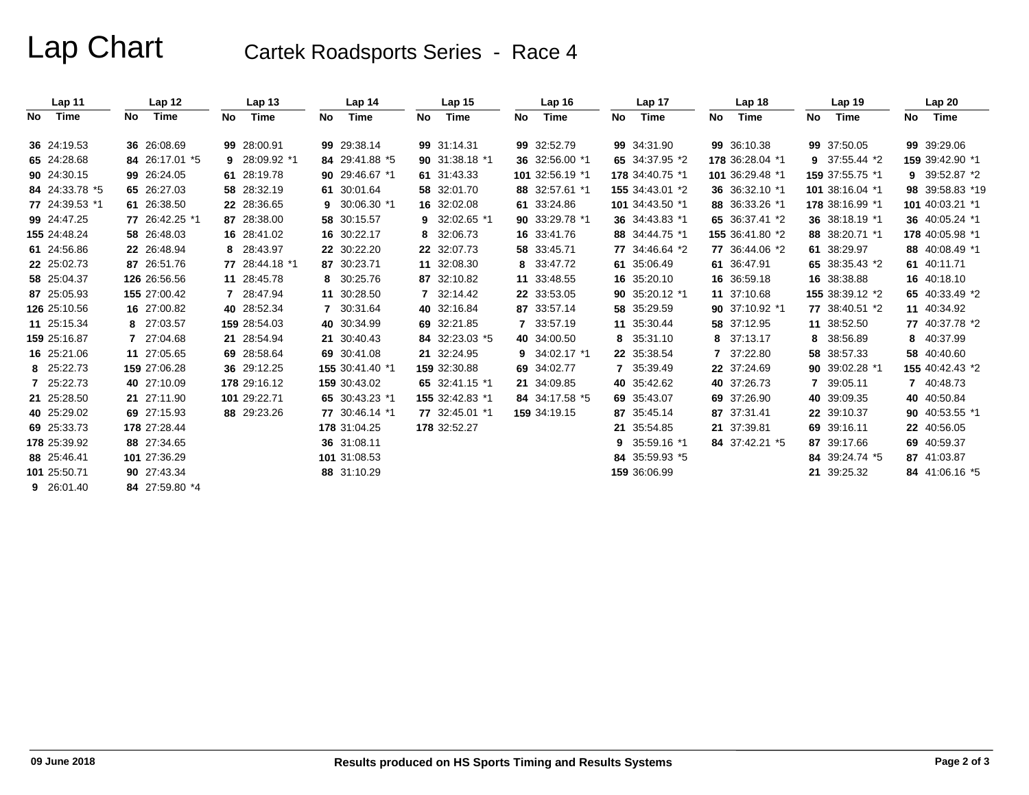# Lap Chart

## Cartek Roadsports Series - Race 4

| Lap 11 | | Lap 12 | | Lap 13 | | Lap 14 | | Lap 15 | | Lap 16 | | Lap 17 | | Lap 18 | | Lap 19 | | Lap 20 | |
|---|---|---|---|---|---|---|---|---|---|---|---|---|---|---|---|---|---|---|---|
| No | Time | No | Time | No | Time | No | Time | No | Time | No | Time | No | Time | No | Time | No | Time | No | Time |
| 36 | 24:19.53 | 36 | 26:08.69 | 99 | 28:00.91 | 99 | 29:38.14 | 99 | 31:14.31 | 99 | 32:52.79 | 99 | 34:31.90 | 99 | 36:10.38 | 99 | 37:50.05 | 99 | 39:29.06 |
| 65 | 24:28.68 | 84 | 26:17.01 *5 | 9 | 28:09.92 *1 | 84 | 29:41.88 *5 | 90 | 31:38.18 *1 | 36 | 32:56.00 *1 | 65 | 34:37.95 *2 | 178 | 36:28.04 *1 | 9 | 37:55.44 *2 | 159 | 39:42.90 *1 |
| 90 | 24:30.15 | 99 | 26:24.05 | 61 | 28:19.78 | 90 | 29:46.67 *1 | 61 | 31:43.33 | 101 | 32:56.19 *1 | 178 | 34:40.75 *1 | 101 | 36:29.48 *1 | 159 | 37:55.75 *1 | 9 | 39:52.87 *2 |
| 84 | 24:33.78 *5 | 65 | 26:27.03 | 58 | 28:32.19 | 61 | 30:01.64 | 58 | 32:01.70 | 88 | 32:57.61 *1 | 155 | 34:43.01 *2 | 36 | 36:32.10 *1 | 101 | 38:16.04 *1 | 98 | 39:58.83 *19 |
| 77 | 24:39.53 *1 | 61 | 26:38.50 | 22 | 28:36.65 | 9 | 30:06.30 *1 | 16 | 32:02.08 | 61 | 33:24.86 | 101 | 34:43.50 *1 | 88 | 36:33.26 *1 | 178 | 38:16.99 *1 | 101 | 40:03.21 *1 |
| 99 | 24:47.25 | 77 | 26:42.25 *1 | 87 | 28:38.00 | 58 | 30:15.57 | 9 | 32:02.65 *1 | 90 | 33:29.78 *1 | 36 | 34:43.83 *1 | 65 | 36:37.41 *2 | 36 | 38:18.19 *1 | 36 | 40:05.24 *1 |
| 155 | 24:48.24 | 58 | 26:48.03 | 16 | 28:41.02 | 16 | 30:22.17 | 8 | 32:06.73 | 16 | 33:41.76 | 88 | 34:44.75 *1 | 155 | 36:41.80 *2 | 88 | 38:20.71 *1 | 178 | 40:05.98 *1 |
| 61 | 24:56.86 | 22 | 26:48.94 | 8 | 28:43.97 | 22 | 30:22.20 | 22 | 32:07.73 | 58 | 33:45.71 | 77 | 34:46.64 *2 | 77 | 36:44.06 *2 | 61 | 38:29.97 | 88 | 40:08.49 *1 |
| 22 | 25:02.73 | 87 | 26:51.76 | 77 | 28:44.18 *1 | 87 | 30:23.71 | 11 | 32:08.30 | 8 | 33:47.72 | 61 | 35:06.49 | 61 | 36:47.91 | 65 | 38:35.43 *2 | 61 | 40:11.71 |
| 58 | 25:04.37 | 126 | 26:56.56 | 11 | 28:45.78 | 8 | 30:25.76 | 87 | 32:10.82 | 11 | 33:48.55 | 16 | 35:20.10 | 16 | 36:59.18 | 16 | 38:38.88 | 16 | 40:18.10 |
| 87 | 25:05.93 | 155 | 27:00.42 | 7 | 28:47.94 | 11 | 30:28.50 | 7 | 32:14.42 | 22 | 33:53.05 | 90 | 35:20.12 *1 | 11 | 37:10.68 | 155 | 38:39.12 *2 | 65 | 40:33.49 *2 |
| 126 | 25:10.56 | 16 | 27:00.82 | 40 | 28:52.34 | 7 | 30:31.64 | 40 | 32:16.84 | 87 | 33:57.14 | 58 | 35:29.59 | 90 | 37:10.92 *1 | 77 | 38:40.51 *2 | 11 | 40:34.92 |
| 11 | 25:15.34 | 8 | 27:03.57 | 159 | 28:54.03 | 40 | 30:34.99 | 69 | 32:21.85 | 7 | 33:57.19 | 11 | 35:30.44 | 58 | 37:12.95 | 11 | 38:52.50 | 77 | 40:37.78 *2 |
| 159 | 25:16.87 | 7 | 27:04.68 | 21 | 28:54.94 | 21 | 30:40.43 | 84 | 32:23.03 *5 | 40 | 34:00.50 | 8 | 35:31.10 | 8 | 37:13.17 | 8 | 38:56.89 | 8 | 40:37.99 |
| 16 | 25:21.06 | 11 | 27:05.65 | 69 | 28:58.64 | 69 | 30:41.08 | 21 | 32:24.95 | 9 | 34:02.17 *1 | 22 | 35:38.54 | 7 | 37:22.80 | 58 | 38:57.33 | 58 | 40:40.60 |
| 8 | 25:22.73 | 159 | 27:06.28 | 36 | 29:12.25 | 155 | 30:41.40 *1 | 159 | 32:30.88 | 69 | 34:02.77 | 7 | 35:39.49 | 22 | 37:24.69 | 90 | 39:02.28 *1 | 155 | 40:42.43 *2 |
| 7 | 25:22.73 | 40 | 27:10.09 | 178 | 29:16.12 | 159 | 30:43.02 | 65 | 32:41.15 *1 | 21 | 34:09.85 | 40 | 35:42.62 | 40 | 37:26.73 | 7 | 39:05.11 | 7 | 40:48.73 |
| 21 | 25:28.50 | 21 | 27:11.90 | 101 | 29:22.71 | 65 | 30:43.23 *1 | 155 | 32:42.83 *1 | 84 | 34:17.58 *5 | 69 | 35:43.07 | 69 | 37:26.90 | 40 | 39:09.35 | 40 | 40:50.84 |
| 40 | 25:29.02 | 69 | 27:15.93 | 88 | 29:23.26 | 77 | 30:46.14 *1 | 77 | 32:45.01 *1 | 159 | 34:19.15 | 87 | 35:45.14 | 87 | 37:31.41 | 22 | 39:10.37 | 90 | 40:53.55 *1 |
| 69 | 25:33.73 | 178 | 27:28.44 | | | 178 | 31:04.25 | 178 | 32:52.27 | | | 21 | 35:54.85 | 21 | 37:39.81 | 69 | 39:16.11 | 22 | 40:56.05 |
| 178 | 25:39.92 | 88 | 27:34.65 | | | 36 | 31:08.11 | | | | | 9 | 35:59.16 *1 | 84 | 37:42.21 *5 | 87 | 39:17.66 | 69 | 40:59.37 |
| 88 | 25:46.41 | 101 | 27:36.29 | | | 101 | 31:08.53 | | | | | 84 | 35:59.93 *5 | | | 84 | 39:24.74 *5 | 87 | 41:03.87 |
| 101 | 25:50.71 | 90 | 27:43.34 | | | 88 | 31:10.29 | | | | | 159 | 36:06.99 | | | 21 | 39:25.32 | 84 | 41:06.16 *5 |
| 9 | 26:01.40 | 84 | 27:59.80 *4 | | | | | | | | | | | | | | | | |

09 June 2018 — Results produced on HS Sports Timing and Results Systems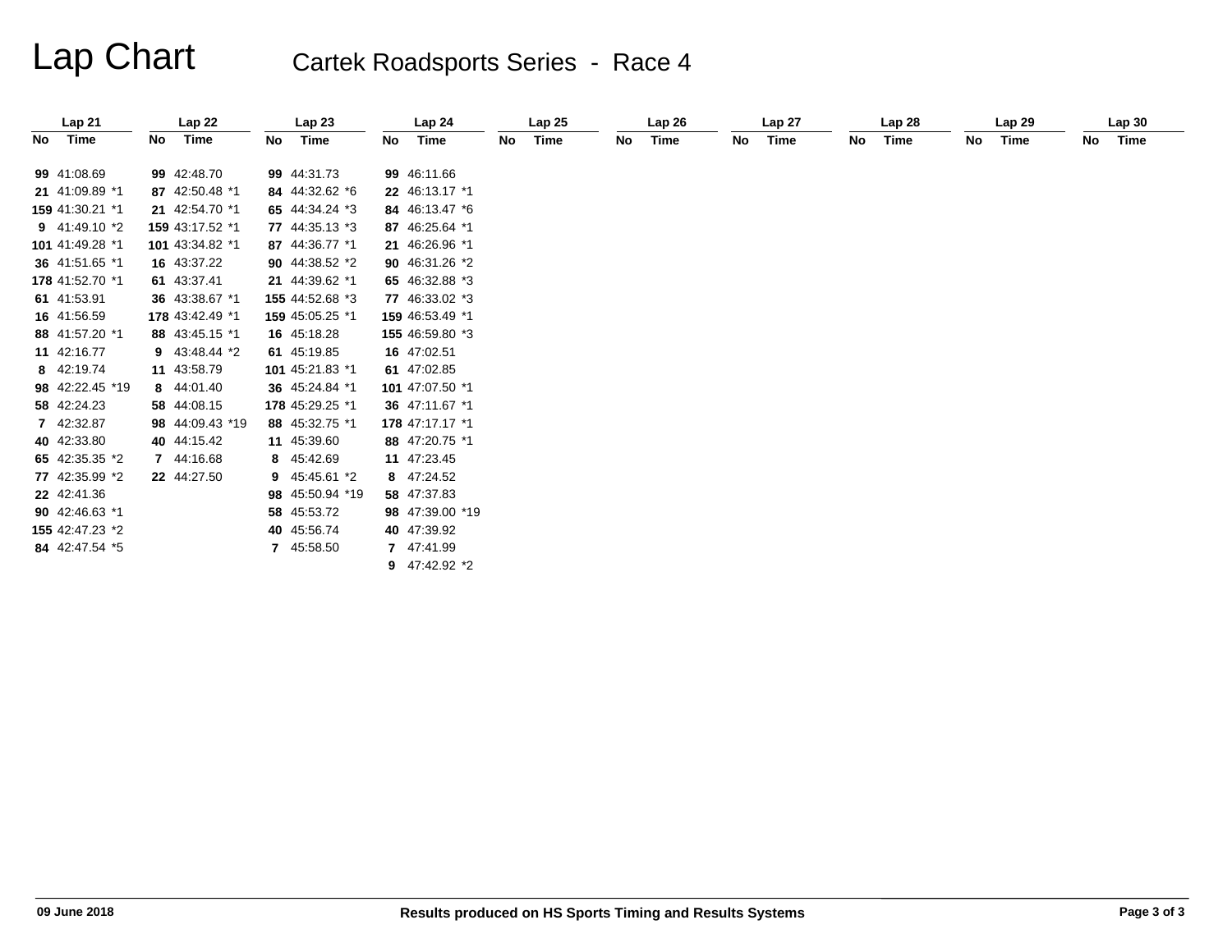# Lap Chart

## Cartek Roadsports Series - Race 4

| Lap 21 | | Lap 22 | | Lap 23 | | Lap 24 | | Lap 25 | | Lap 26 | | Lap 27 | | Lap 28 | | Lap 29 | | Lap 30 | |
|---|---|---|---|---|---|---|---|---|---|---|---|---|---|---|---|---|---|---|---|
| No | Time | No | Time | No | Time | No | Time | No | Time | No | Time | No | Time | No | Time | No | Time | No | Time |
| 99 | 41:08.69 | 99 | 42:48.70 | 99 | 44:31.73 | 99 | 46:11.66 | | | | | | | | | | | | |
| 21 | 41:09.89 *1 | 87 | 42:50.48 *1 | 84 | 44:32.62 *6 | 22 | 46:13.17 *1 | | | | | | | | | | | | |
| 159 | 41:30.21 *1 | 21 | 42:54.70 *1 | 65 | 44:34.24 *3 | 84 | 46:13.47 *6 | | | | | | | | | | | | |
| 9 | 41:49.10 *2 | 159 | 43:17.52 *1 | 77 | 44:35.13 *3 | 87 | 46:25.64 *1 | | | | | | | | | | | | |
| 101 | 41:49.28 *1 | 101 | 43:34.82 *1 | 87 | 44:36.77 *1 | 21 | 46:26.96 *1 | | | | | | | | | | | | |
| 36 | 41:51.65 *1 | 16 | 43:37.22 | 90 | 44:38.52 *2 | 90 | 46:31.26 *2 | | | | | | | | | | | | |
| 178 | 41:52.70 *1 | 61 | 43:37.41 | 21 | 44:39.62 *1 | 65 | 46:32.88 *3 | | | | | | | | | | | | |
| 61 | 41:53.91 | 36 | 43:38.67 *1 | 155 | 44:52.68 *3 | 77 | 46:33.02 *3 | | | | | | | | | | | | |
| 16 | 41:56.59 | 178 | 43:42.49 *1 | 159 | 45:05.25 *1 | 159 | 46:53.49 *1 | | | | | | | | | | | | |
| 88 | 41:57.20 *1 | 88 | 43:45.15 *1 | 16 | 45:18.28 | 155 | 46:59.80 *3 | | | | | | | | | | | | |
| 11 | 42:16.77 | 9 | 43:48.44 *2 | 61 | 45:19.85 | 16 | 47:02.51 | | | | | | | | | | | | |
| 8 | 42:19.74 | 11 | 43:58.79 | 101 | 45:21.83 *1 | 61 | 47:02.85 | | | | | | | | | | | | |
| 98 | 42:22.45 *19 | 8 | 44:01.40 | 36 | 45:24.84 *1 | 101 | 47:07.50 *1 | | | | | | | | | | | | |
| 58 | 42:24.23 | 58 | 44:08.15 | 178 | 45:29.25 *1 | 36 | 47:11.67 *1 | | | | | | | | | | | | |
| 7 | 42:32.87 | 98 | 44:09.43 *19 | 88 | 45:32.75 *1 | 178 | 47:17.17 *1 | | | | | | | | | | | | |
| 40 | 42:33.80 | 40 | 44:15.42 | 11 | 45:39.60 | 88 | 47:20.75 *1 | | | | | | | | | | | | |
| 65 | 42:35.35 *2 | 7 | 44:16.68 | 8 | 45:42.69 | 11 | 47:23.45 | | | | | | | | | | | | |
| 77 | 42:35.99 *2 | 22 | 44:27.50 | 9 | 45:45.61 *2 | 8 | 47:24.52 | | | | | | | | | | | | |
| 22 | 42:41.36 | | | 98 | 45:50.94 *19 | 58 | 47:37.83 | | | | | | | | | | | | |
| 90 | 42:46.63 *1 | | | 58 | 45:53.72 | 98 | 47:39.00 *19 | | | | | | | | | | | | |
| 155 | 42:47.23 *2 | | | 40 | 45:56.74 | 40 | 47:39.92 | | | | | | | | | | | | |
| 84 | 42:47.54 *5 | | | 7 | 45:58.50 | 7 | 47:41.99 | | | | | | | | | | | | |
| | | | | | | 9 | 47:42.92 *2 | | | | | | | | | | | | |

09 June 2018

Results produced on HS Sports Timing and Results Systems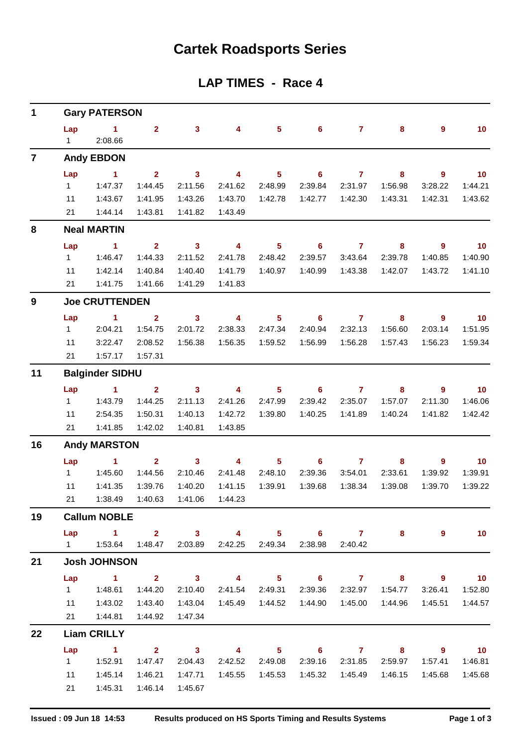# Cartek Roadsports Series

## LAP TIMES - Race 4

**1 Gary PATERSON**

| Lap | 1 | 2 | 3 | 4 | 5 | 6 | 7 | 8 | 9 | 10 |
|---|---|---|---|---|---|---|---|---|---|---|
| 1 | 2:08.66 | | | | | | | | | |

**7 Andy EBDON**

| Lap | 1 | 2 | 3 | 4 | 5 | 6 | 7 | 8 | 9 | 10 |
|---|---|---|---|---|---|---|---|---|---|---|
| 1 | 1:47.37 | 1:44.45 | 2:11.56 | 2:41.62 | 2:48.99 | 2:39.84 | 2:31.97 | 1:56.98 | 3:28.22 | 1:44.21 |
| 11 | 1:43.67 | 1:41.95 | 1:43.26 | 1:43.70 | 1:42.78 | 1:42.77 | 1:42.30 | 1:43.31 | 1:42.31 | 1:43.62 |
| 21 | 1:44.14 | 1:43.81 | 1:41.82 | 1:43.49 | | | | | | |

**8 Neal MARTIN**

| Lap | 1 | 2 | 3 | 4 | 5 | 6 | 7 | 8 | 9 | 10 |
|---|---|---|---|---|---|---|---|---|---|---|
| 1 | 1:46.47 | 1:44.33 | 2:11.52 | 2:41.78 | 2:48.42 | 2:39.57 | 3:43.64 | 2:39.78 | 1:40.85 | 1:40.90 |
| 11 | 1:42.14 | 1:40.84 | 1:40.40 | 1:41.79 | 1:40.97 | 1:40.99 | 1:43.38 | 1:42.07 | 1:43.72 | 1:41.10 |
| 21 | 1:41.75 | 1:41.66 | 1:41.29 | 1:41.83 | | | | | | |

**9 Joe CRUTTENDEN**

| Lap | 1 | 2 | 3 | 4 | 5 | 6 | 7 | 8 | 9 | 10 |
|---|---|---|---|---|---|---|---|---|---|---|
| 1 | 2:04.21 | 1:54.75 | 2:01.72 | 2:38.33 | 2:47.34 | 2:40.94 | 2:32.13 | 1:56.60 | 2:03.14 | 1:51.95 |
| 11 | 3:22.47 | 2:08.52 | 1:56.38 | 1:56.35 | 1:59.52 | 1:56.99 | 1:56.28 | 1:57.43 | 1:56.23 | 1:59.34 |
| 21 | 1:57.17 | 1:57.31 | | | | | | | | |

**11 Balginder SIDHU**

| Lap | 1 | 2 | 3 | 4 | 5 | 6 | 7 | 8 | 9 | 10 |
|---|---|---|---|---|---|---|---|---|---|---|
| 1 | 1:43.79 | 1:44.25 | 2:11.13 | 2:41.26 | 2:47.99 | 2:39.42 | 2:35.07 | 1:57.07 | 2:11.30 | 1:46.06 |
| 11 | 2:54.35 | 1:50.31 | 1:40.13 | 1:42.72 | 1:39.80 | 1:40.25 | 1:41.89 | 1:40.24 | 1:41.82 | 1:42.42 |
| 21 | 1:41.85 | 1:42.02 | 1:40.81 | 1:43.85 | | | | | | |

**16 Andy MARSTON**

| Lap | 1 | 2 | 3 | 4 | 5 | 6 | 7 | 8 | 9 | 10 |
|---|---|---|---|---|---|---|---|---|---|---|
| 1 | 1:45.60 | 1:44.56 | 2:10.46 | 2:41.48 | 2:48.10 | 2:39.36 | 3:54.01 | 2:33.61 | 1:39.92 | 1:39.91 |
| 11 | 1:41.35 | 1:39.76 | 1:40.20 | 1:41.15 | 1:39.91 | 1:39.68 | 1:38.34 | 1:39.08 | 1:39.70 | 1:39.22 |
| 21 | 1:38.49 | 1:40.63 | 1:41.06 | 1:44.23 | | | | | | |

**19 Callum NOBLE**

| Lap | 1 | 2 | 3 | 4 | 5 | 6 | 7 | 8 | 9 | 10 |
|---|---|---|---|---|---|---|---|---|---|---|
| 1 | 1:53.64 | 1:48.47 | 2:03.89 | 2:42.25 | 2:49.34 | 2:38.98 | 2:40.42 | | | |

**21 Josh JOHNSON**

| Lap | 1 | 2 | 3 | 4 | 5 | 6 | 7 | 8 | 9 | 10 |
|---|---|---|---|---|---|---|---|---|---|---|
| 1 | 1:48.61 | 1:44.20 | 2:10.40 | 2:41.54 | 2:49.31 | 2:39.36 | 2:32.97 | 1:54.77 | 3:26.41 | 1:52.80 |
| 11 | 1:43.02 | 1:43.40 | 1:43.04 | 1:45.49 | 1:44.52 | 1:44.90 | 1:45.00 | 1:44.96 | 1:45.51 | 1:44.57 |
| 21 | 1:44.81 | 1:44.92 | 1:47.34 | | | | | | | |

**22 Liam CRILLY**

| Lap | 1 | 2 | 3 | 4 | 5 | 6 | 7 | 8 | 9 | 10 |
|---|---|---|---|---|---|---|---|---|---|---|
| 1 | 1:52.91 | 1:47.47 | 2:04.43 | 2:42.52 | 2:49.08 | 2:39.16 | 2:31.85 | 2:59.97 | 1:57.41 | 1:46.81 |
| 11 | 1:45.14 | 1:46.21 | 1:47.71 | 1:45.55 | 1:45.53 | 1:45.32 | 1:45.49 | 1:46.15 | 1:45.68 | 1:45.68 |
| 21 | 1:45.31 | 1:46.14 | 1:45.67 | | | | | | | |

Issued : 09 Jun 18 14:53 Results produced on HS Sports Timing and Results Systems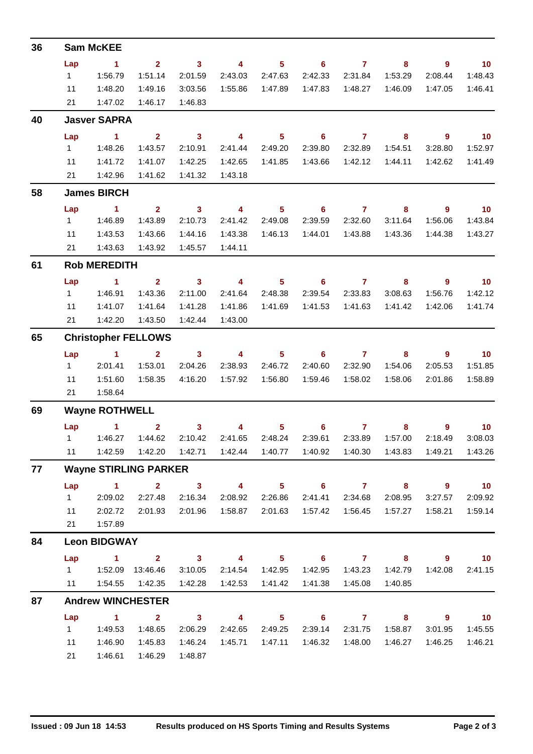## 36 Sam McKEE

| Lap | 1 | 2 | 3 | 4 | 5 | 6 | 7 | 8 | 9 | 10 |
|---|---|---|---|---|---|---|---|---|---|---|
| 1 | 1:56.79 | 1:51.14 | 2:01.59 | 2:43.03 | 2:47.63 | 2:42.33 | 2:31.84 | 1:53.29 | 2:08.44 | 1:48.43 |
| 11 | 1:48.20 | 1:49.16 | 3:03.56 | 1:55.86 | 1:47.89 | 1:47.83 | 1:48.27 | 1:46.09 | 1:47.05 | 1:46.41 |
| 21 | 1:47.02 | 1:46.17 | 1:46.83 | | | | | | | |

## 40 Jasver SAPRA

| Lap | 1 | 2 | 3 | 4 | 5 | 6 | 7 | 8 | 9 | 10 |
|---|---|---|---|---|---|---|---|---|---|---|
| 1 | 1:48.26 | 1:43.57 | 2:10.91 | 2:41.44 | 2:49.20 | 2:39.80 | 2:32.89 | 1:54.51 | 3:28.80 | 1:52.97 |
| 11 | 1:41.72 | 1:41.07 | 1:42.25 | 1:42.65 | 1:41.85 | 1:43.66 | 1:42.12 | 1:44.11 | 1:42.62 | 1:41.49 |
| 21 | 1:42.96 | 1:41.62 | 1:41.32 | 1:43.18 | | | | | | |

## 58 James BIRCH

| Lap | 1 | 2 | 3 | 4 | 5 | 6 | 7 | 8 | 9 | 10 |
|---|---|---|---|---|---|---|---|---|---|---|
| 1 | 1:46.89 | 1:43.89 | 2:10.73 | 2:41.42 | 2:49.08 | 2:39.59 | 2:32.60 | 3:11.64 | 1:56.06 | 1:43.84 |
| 11 | 1:43.53 | 1:43.66 | 1:44.16 | 1:43.38 | 1:46.13 | 1:44.01 | 1:43.88 | 1:43.36 | 1:44.38 | 1:43.27 |
| 21 | 1:43.63 | 1:43.92 | 1:45.57 | 1:44.11 | | | | | | |

## 61 Rob MEREDITH

| Lap | 1 | 2 | 3 | 4 | 5 | 6 | 7 | 8 | 9 | 10 |
|---|---|---|---|---|---|---|---|---|---|---|
| 1 | 1:46.91 | 1:43.36 | 2:11.00 | 2:41.64 | 2:48.38 | 2:39.54 | 2:33.83 | 3:08.63 | 1:56.76 | 1:42.12 |
| 11 | 1:41.07 | 1:41.64 | 1:41.28 | 1:41.86 | 1:41.69 | 1:41.53 | 1:41.63 | 1:41.42 | 1:42.06 | 1:41.74 |
| 21 | 1:42.20 | 1:43.50 | 1:42.44 | 1:43.00 | | | | | | |

## 65 Christopher FELLOWS

| Lap | 1 | 2 | 3 | 4 | 5 | 6 | 7 | 8 | 9 | 10 |
|---|---|---|---|---|---|---|---|---|---|---|
| 1 | 2:01.41 | 1:53.01 | 2:04.26 | 2:38.93 | 2:46.72 | 2:40.60 | 2:32.90 | 1:54.06 | 2:05.53 | 1:51.85 |
| 11 | 1:51.60 | 1:58.35 | 4:16.20 | 1:57.92 | 1:56.80 | 1:59.46 | 1:58.02 | 1:58.06 | 2:01.86 | 1:58.89 |
| 21 | 1:58.64 | | | | | | | | | |

## 69 Wayne ROTHWELL

| Lap | 1 | 2 | 3 | 4 | 5 | 6 | 7 | 8 | 9 | 10 |
|---|---|---|---|---|---|---|---|---|---|---|
| 1 | 1:46.27 | 1:44.62 | 2:10.42 | 2:41.65 | 2:48.24 | 2:39.61 | 2:33.89 | 1:57.00 | 2:18.49 | 3:08.03 |
| 11 | 1:42.59 | 1:42.20 | 1:42.71 | 1:42.44 | 1:40.77 | 1:40.92 | 1:40.30 | 1:43.83 | 1:49.21 | 1:43.26 |

## 77 Wayne STIRLING PARKER

| Lap | 1 | 2 | 3 | 4 | 5 | 6 | 7 | 8 | 9 | 10 |
|---|---|---|---|---|---|---|---|---|---|---|
| 1 | 2:09.02 | 2:27.48 | 2:16.34 | 2:08.92 | 2:26.86 | 2:41.41 | 2:34.68 | 2:08.95 | 3:27.57 | 2:09.92 |
| 11 | 2:02.72 | 2:01.93 | 2:01.96 | 1:58.87 | 2:01.63 | 1:57.42 | 1:56.45 | 1:57.27 | 1:58.21 | 1:59.14 |
| 21 | 1:57.89 | | | | | | | | | |

## 84 Leon BIDGWAY

| Lap | 1 | 2 | 3 | 4 | 5 | 6 | 7 | 8 | 9 | 10 |
|---|---|---|---|---|---|---|---|---|---|---|
| 1 | 1:52.09 | 13:46.46 | 3:10.05 | 2:14.54 | 1:42.95 | 1:42.95 | 1:43.23 | 1:42.79 | 1:42.08 | 2:41.15 |
| 11 | 1:54.55 | 1:42.35 | 1:42.28 | 1:42.53 | 1:41.42 | 1:41.38 | 1:45.08 | 1:40.85 | | |

## 87 Andrew WINCHESTER

| Lap | 1 | 2 | 3 | 4 | 5 | 6 | 7 | 8 | 9 | 10 |
|---|---|---|---|---|---|---|---|---|---|---|
| 1 | 1:49.53 | 1:48.65 | 2:06.29 | 2:42.65 | 2:49.25 | 2:39.14 | 2:31.75 | 1:58.87 | 3:01.95 | 1:45.55 |
| 11 | 1:46.90 | 1:45.83 | 1:46.24 | 1:45.71 | 1:47.11 | 1:46.32 | 1:48.00 | 1:46.27 | 1:46.25 | 1:46.21 |
| 21 | 1:46.61 | 1:46.29 | 1:48.87 | | | | | | | |

**Issued : 09 Jun 18 14:53** **Results produced on HS Sports Timing and Results Systems**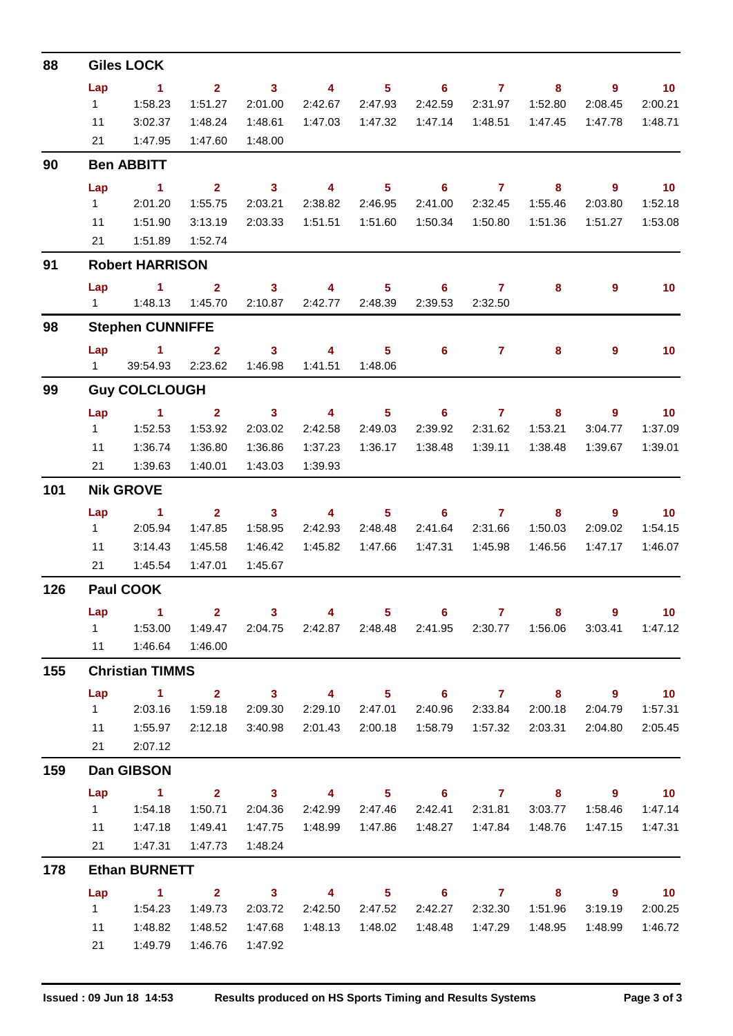## 88 Giles LOCK

| Lap | 1 | 2 | 3 | 4 | 5 | 6 | 7 | 8 | 9 | 10 |
|---|---|---|---|---|---|---|---|---|---|---|
| 1 | 1:58.23 | 1:51.27 | 2:01.00 | 2:42.67 | 2:47.93 | 2:42.59 | 2:31.97 | 1:52.80 | 2:08.45 | 2:00.21 |
| 11 | 3:02.37 | 1:48.24 | 1:48.61 | 1:47.03 | 1:47.32 | 1:47.14 | 1:48.51 | 1:47.45 | 1:47.78 | 1:48.71 |
| 21 | 1:47.95 | 1:47.60 | 1:48.00 | | | | | | | |

## 90 Ben ABBITT

| Lap | 1 | 2 | 3 | 4 | 5 | 6 | 7 | 8 | 9 | 10 |
|---|---|---|---|---|---|---|---|---|---|---|
| 1 | 2:01.20 | 1:55.75 | 2:03.21 | 2:38.82 | 2:46.95 | 2:41.00 | 2:32.45 | 1:55.46 | 2:03.80 | 1:52.18 |
| 11 | 1:51.90 | 3:13.19 | 2:03.33 | 1:51.51 | 1:51.60 | 1:50.34 | 1:50.80 | 1:51.36 | 1:51.27 | 1:53.08 |
| 21 | 1:51.89 | 1:52.74 | | | | | | | | |

## 91 Robert HARRISON

| Lap | 1 | 2 | 3 | 4 | 5 | 6 | 7 | 8 | 9 | 10 |
|---|---|---|---|---|---|---|---|---|---|---|
| 1 | 1:48.13 | 1:45.70 | 2:10.87 | 2:42.77 | 2:48.39 | 2:39.53 | 2:32.50 | | | |

## 98 Stephen CUNNIFFE

| Lap | 1 | 2 | 3 | 4 | 5 | 6 | 7 | 8 | 9 | 10 |
|---|---|---|---|---|---|---|---|---|---|---|
| 1 | 39:54.93 | 2:23.62 | 1:46.98 | 1:41.51 | 1:48.06 | | | | | |

## 99 Guy COLCLOUGH

| Lap | 1 | 2 | 3 | 4 | 5 | 6 | 7 | 8 | 9 | 10 |
|---|---|---|---|---|---|---|---|---|---|---|
| 1 | 1:52.53 | 1:53.92 | 2:03.02 | 2:42.58 | 2:49.03 | 2:39.92 | 2:31.62 | 1:53.21 | 3:04.77 | 1:37.09 |
| 11 | 1:36.74 | 1:36.80 | 1:36.86 | 1:37.23 | 1:36.17 | 1:38.48 | 1:39.11 | 1:38.48 | 1:39.67 | 1:39.01 |
| 21 | 1:39.63 | 1:40.01 | 1:43.03 | 1:39.93 | | | | | | |

## 101 Nik GROVE

| Lap | 1 | 2 | 3 | 4 | 5 | 6 | 7 | 8 | 9 | 10 |
|---|---|---|---|---|---|---|---|---|---|---|
| 1 | 2:05.94 | 1:47.85 | 1:58.95 | 2:42.93 | 2:48.48 | 2:41.64 | 2:31.66 | 1:50.03 | 2:09.02 | 1:54.15 |
| 11 | 3:14.43 | 1:45.58 | 1:46.42 | 1:45.82 | 1:47.66 | 1:47.31 | 1:45.98 | 1:46.56 | 1:47.17 | 1:46.07 |
| 21 | 1:45.54 | 1:47.01 | 1:45.67 | | | | | | | |

## 126 Paul COOK

| Lap | 1 | 2 | 3 | 4 | 5 | 6 | 7 | 8 | 9 | 10 |
|---|---|---|---|---|---|---|---|---|---|---|
| 1 | 1:53.00 | 1:49.47 | 2:04.75 | 2:42.87 | 2:48.48 | 2:41.95 | 2:30.77 | 1:56.06 | 3:03.41 | 1:47.12 |
| 11 | 1:46.64 | 1:46.00 | | | | | | | | |

## 155 Christian TIMMS

| Lap | 1 | 2 | 3 | 4 | 5 | 6 | 7 | 8 | 9 | 10 |
|---|---|---|---|---|---|---|---|---|---|---|
| 1 | 2:03.16 | 1:59.18 | 2:09.30 | 2:29.10 | 2:47.01 | 2:40.96 | 2:33.84 | 2:00.18 | 2:04.79 | 1:57.31 |
| 11 | 1:55.97 | 2:12.18 | 3:40.98 | 2:01.43 | 2:00.18 | 1:58.79 | 1:57.32 | 2:03.31 | 2:04.80 | 2:05.45 |
| 21 | 2:07.12 | | | | | | | | | |

## 159 Dan GIBSON

| Lap | 1 | 2 | 3 | 4 | 5 | 6 | 7 | 8 | 9 | 10 |
|---|---|---|---|---|---|---|---|---|---|---|
| 1 | 1:54.18 | 1:50.71 | 2:04.36 | 2:42.99 | 2:47.46 | 2:42.41 | 2:31.81 | 3:03.77 | 1:58.46 | 1:47.14 |
| 11 | 1:47.18 | 1:49.41 | 1:47.75 | 1:48.99 | 1:47.86 | 1:48.27 | 1:47.84 | 1:48.76 | 1:47.15 | 1:47.31 |
| 21 | 1:47.31 | 1:47.73 | 1:48.24 | | | | | | | |

## 178 Ethan BURNETT

| Lap | 1 | 2 | 3 | 4 | 5 | 6 | 7 | 8 | 9 | 10 |
|---|---|---|---|---|---|---|---|---|---|---|
| 1 | 1:54.23 | 1:49.73 | 2:03.72 | 2:42.50 | 2:47.52 | 2:42.27 | 2:32.30 | 1:51.96 | 3:19.19 | 2:00.25 |
| 11 | 1:48.82 | 1:48.52 | 1:47.68 | 1:48.13 | 1:48.02 | 1:48.48 | 1:47.29 | 1:48.95 | 1:48.99 | 1:46.72 |
| 21 | 1:49.79 | 1:46.76 | 1:47.92 | | | | | | | |

Issued : 09 Jun 18 14:53 Results produced on HS Sports Timing and Results Systems